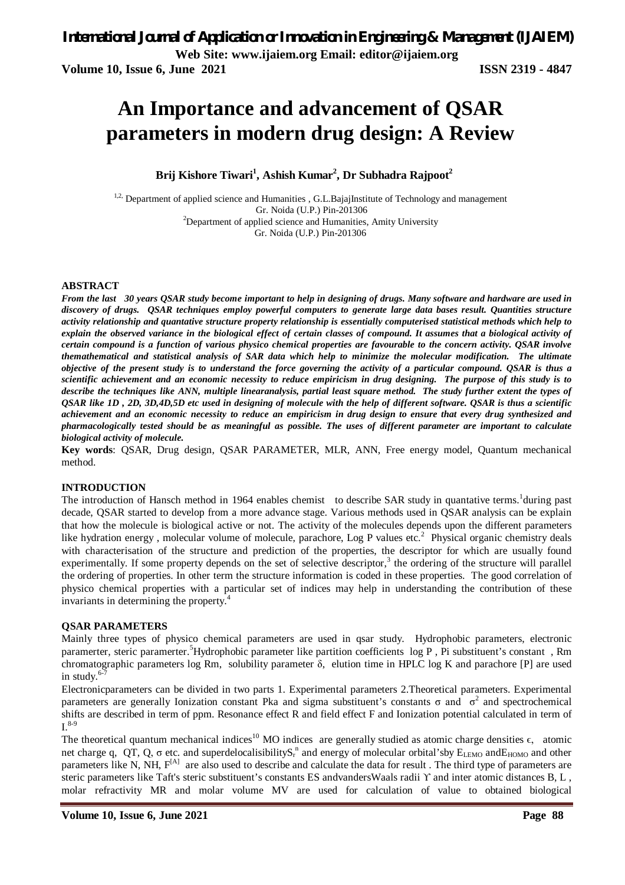# An Importance and advancement of QSAR parameters in modern drug design: A Review

**Brij Kishore Tiwari[1], Ashish Kumar[2], Dr Subhadra Rajpoot[2]**

[1,2,] Department of applied science and Humanities , G.L.BajajInstitute of Technology and management Gr. Noida (U.P.) Pin-201306

[2]Department of applied science and Humanities, Amity University Gr. Noida (U.P.) Pin-201306

**ABSTRACT**

***From the last 30 years QSAR study become important to help in designing of drugs. Many software and hardware are used in discovery of drugs. QSAR techniques employ powerful computers to generate large data bases result. Quantities structure activity relationship and quantative structure property relationship is essentially computerised statistical methods which help to explain the observed variance in the biological effect of certain classes of compound. It assumes that a biological activity of certain compound is a function of various physico chemical properties are favourable to the concern activity. QSAR involve themathematical and statistical analysis of SAR data which help to minimize the molecular modification. The ultimate objective of the present study is to understand the force governing the activity of a particular compound. QSAR is thus a scientific achievement and an economic necessity to reduce empiricism in drug designing. The purpose of this study is to describe the techniques like ANN, multiple linearanalysis, partial least square method. The study further extent the types of QSAR like 1D , 2D, 3D,4D,5D etc used in designing of molecule with the help of different software. QSAR is thus a scientific achievement and an economic necessity to reduce an empiricism in drug design to ensure that every drug synthesized and pharmacologically tested should be as meaningful as possible. The uses of different parameter are important to calculate biological activity of molecule.***

**Key words**: QSAR, Drug design, QSAR PARAMETER, MLR, ANN, Free energy model, Quantum mechanical method.

**INTRODUCTION**

The introduction of Hansch method in 1964 enables chemist to describe SAR study in quantative terms.[1]during past decade, QSAR started to develop from a more advance stage. Various methods used in QSAR analysis can be explain that how the molecule is biological active or not. The activity of the molecules depends upon the different parameters like hydration energy , molecular volume of molecule, parachore, Log P values etc.[2] Physical organic chemistry deals with characterisation of the structure and prediction of the properties, the descriptor for which are usually found experimentally. If some property depends on the set of selective descriptor,[3] the ordering of the structure will parallel the ordering of properties. In other term the structure information is coded in these properties. The good correlation of physico chemical properties with a particular set of indices may help in understanding the contribution of these invariants in determining the property.[4]

**QSAR PARAMETERS**

Mainly three types of physico chemical parameters are used in qsar study. Hydrophobic parameters, electronic paramerter, steric paramerter.[5]Hydrophobic parameter like partition coefficients log P , Pi substituent's constant , Rm chromatographic parameters log Rm, solubility parameter $\delta$, elution time in HPLC log K and parachore [P] are used in study.[6-7]

Electronicparameters can be divided in two parts 1. Experimental parameters 2.Theoretical parameters. Experimental parameters are generally Ionization constant Pka and sigma substituent's constants $\sigma$ and $\sigma^2$ and spectrochemical shifts are described in term of ppm. Resonance effect R and field effect F and Ionization potential calculated in term of I.[8-9]

The theoretical quantum mechanical indices[10] MO indices are generally studied as atomic charge densities $\epsilon$, atomic net charge q, QT, Q, $\sigma$ etc. and superdelocalisability$S_r^n$ and energy of molecular orbital'sby $E_{LEMO}$ and$E_{HOMO}$ and other parameters like N, NH, $F^{[A]}$ are also used to describe and calculate the data for result . The third type of parameters are steric parameters like Taft's steric substituent's constants ES andvandersWaals radii $\Upsilon$ and inter atomic distances B, L , molar refractivity MR and molar volume MV are used for calculation of value to obtained biological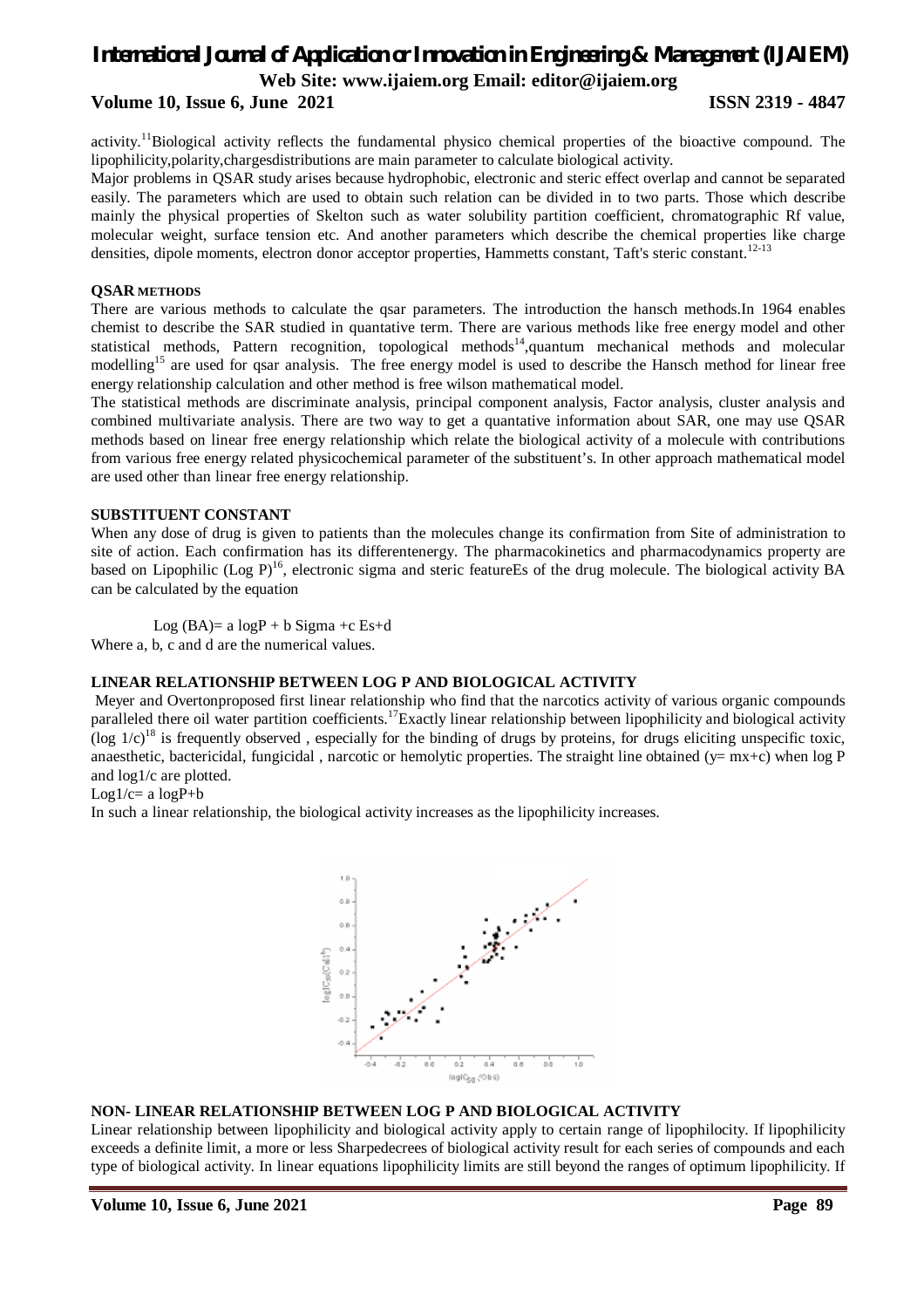activity.[11]Biological activity reflects the fundamental physico chemical properties of the bioactive compound. The lipophilicity,polarity,chargesdistributions are main parameter to calculate biological activity.

Major problems in QSAR study arises because hydrophobic, electronic and steric effect overlap and cannot be separated easily. The parameters which are used to obtain such relation can be divided in to two parts. Those which describe mainly the physical properties of Skelton such as water solubility partition coefficient, chromatographic Rf value, molecular weight, surface tension etc. And another parameters which describe the chemical properties like charge densities, dipole moments, electron donor acceptor properties, Hammetts constant, Taft's steric constant.[12-13]

**QSAR METHODS**

There are various methods to calculate the qsar parameters. The introduction the hansch methods.In 1964 enables chemist to describe the SAR studied in quantative term. There are various methods like free energy model and other statistical methods, Pattern recognition, topological methods[14],quantum mechanical methods and molecular modelling[15] are used for qsar analysis. The free energy model is used to describe the Hansch method for linear free energy relationship calculation and other method is free wilson mathematical model.

The statistical methods are discriminate analysis, principal component analysis, Factor analysis, cluster analysis and combined multivariate analysis. There are two way to get a quantative information about SAR, one may use QSAR methods based on linear free energy relationship which relate the biological activity of a molecule with contributions from various free energy related physicochemical parameter of the substituent's. In other approach mathematical model are used other than linear free energy relationship.

**SUBSTITUENT CONSTANT**

When any dose of drug is given to patients than the molecules change its confirmation from Site of administration to site of action. Each confirmation has its differentenergy. The pharmacokinetics and pharmacodynamics property are based on Lipophilic (Log P)[16], electronic sigma and steric featureEs of the drug molecule. The biological activity BA can be calculated by the equation

$$\text{Log (BA)} = a \log P + b\,\text{Sigma} + c\,Es + d$$

Where a, b, c and d are the numerical values.

**LINEAR RELATIONSHIP BETWEEN LOG P AND BIOLOGICAL ACTIVITY**

Meyer and Overtonproposed first linear relationship who find that the narcotics activity of various organic compounds paralleled there oil water partition coefficients.[17]Exactly linear relationship between lipophilicity and biological activity ($\log 1/c$)[18] is frequently observed , especially for the binding of drugs by proteins, for drugs eliciting unspecific toxic, anaesthetic, bactericidal, fungicidal , narcotic or hemolytic properties. The straight line obtained ($y= mx+c$) when log P and log1/c are plotted.

$$\text{Log}1/c = a \log P + b$$

In such a linear relationship, the biological activity increases as the lipophilicity increases.

**NON- LINEAR RELATIONSHIP BETWEEN LOG P AND BIOLOGICAL ACTIVITY**

Linear relationship between lipophilicity and biological activity apply to certain range of lipophilocity. If lipophilicity exceeds a definite limit, a more or less Sharpedecrees of biological activity result for each series of compounds and each type of biological activity. In linear equations lipophilicity limits are still beyond the ranges of optimum lipophilicity. If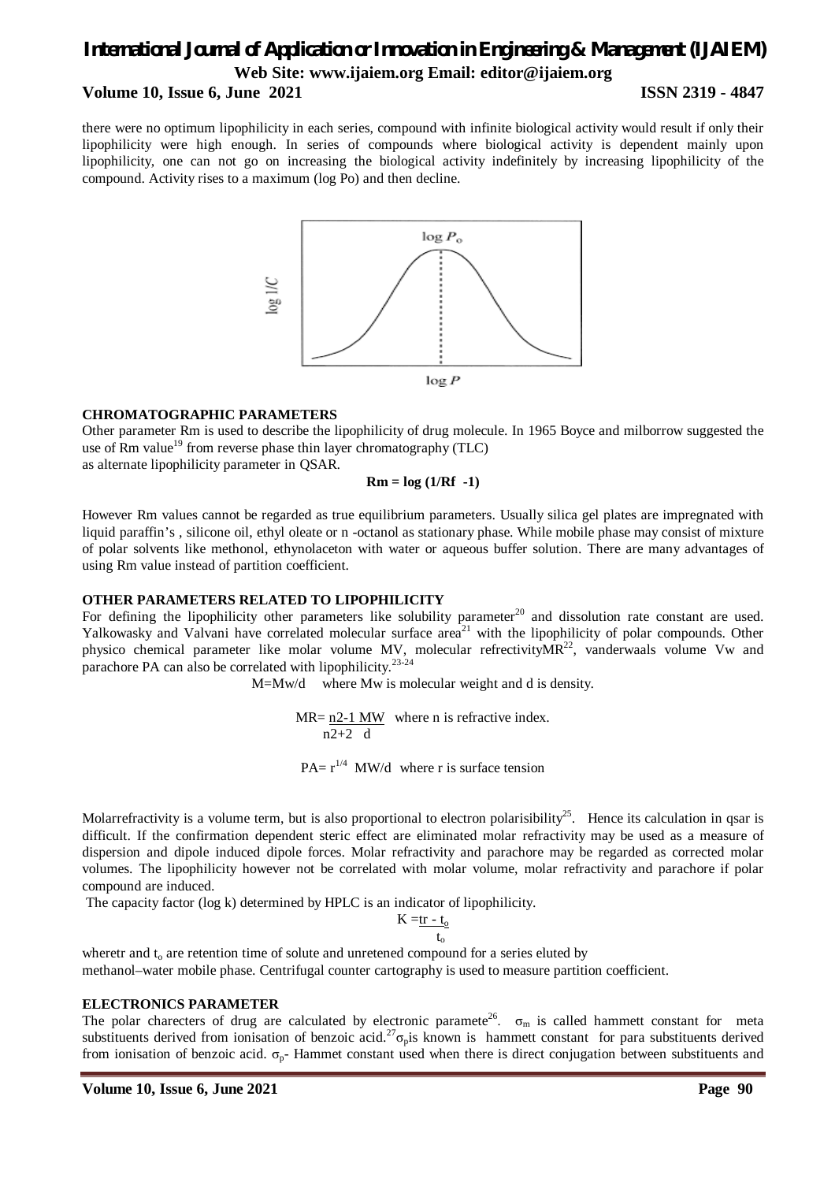there were no optimum lipophilicity in each series, compound with infinite biological activity would result if only their lipophilicity were high enough. In series of compounds where biological activity is dependent mainly upon lipophilicity, one can not go on increasing the biological activity indefinitely by increasing lipophilicity of the compound. Activity rises to a maximum (log Po) and then decline.

### CHROMATOGRAPHIC PARAMETERS

Other parameter Rm is used to describe the lipophilicity of drug molecule. In 1965 Boyce and milborrow suggested the use of Rm value[19] from reverse phase thin layer chromatography (TLC) as alternate lipophilicity parameter in QSAR.

$$\mathbf{Rm = \log (1/Rf - 1)}$$

However Rm values cannot be regarded as true equilibrium parameters. Usually silica gel plates are impregnated with liquid paraffin's , silicone oil, ethyl oleate or n -octanol as stationary phase. While mobile phase may consist of mixture of polar solvents like methonol, ethynolaceton with water or aqueous buffer solution. There are many advantages of using Rm value instead of partition coefficient.

### OTHER PARAMETERS RELATED TO LIPOPHILICITY

For defining the lipophilicity other parameters like solubility parameter[20] and dissolution rate constant are used. Yalkowasky and Valvani have correlated molecular surface area[21] with the lipophilicity of polar compounds. Other physico chemical parameter like molar volume MV, molecular refrectivityMR[22], vanderwaals volume Vw and parachore PA can also be correlated with lipophilicity.[23-24]

$M = Mw/d$ where Mw is molecular weight and d is density.

$$MR = \frac{n2-1}{n2+2}\frac{MW}{d}$$ where n is refractive index.

$PA = r^{1/4}$ MW/d where r is surface tension

Molarrefractivity is a volume term, but is also proportional to electron polarisibility[25]. Hence its calculation in qsar is difficult. If the confirmation dependent steric effect are eliminated molar refractivity may be used as a measure of dispersion and dipole induced dipole forces. Molar refractivity and parachore may be regarded as corrected molar volumes. The lipophilicity however not be correlated with molar volume, molar refractivity and parachore if polar compound are induced.

The capacity factor (log k) determined by HPLC is an indicator of lipophilicity.

$$K = \frac{tr - t_o}{t_o}$$

wheretr and $t_o$ are retention time of solute and unretened compound for a series eluted by methanol–water mobile phase. Centrifugal counter cartography is used to measure partition coefficient.

### ELECTRONICS PARAMETER

The polar charecters of drug are calculated by electronic paramete[26]. $\sigma_m$ is called hammett constant for meta substituents derived from ionisation of benzoic acid.[27] $\sigma_p$is known is hammett constant for para substituents derived from ionisation of benzoic acid. $\sigma_p$- Hammet constant used when there is direct conjugation between substituents and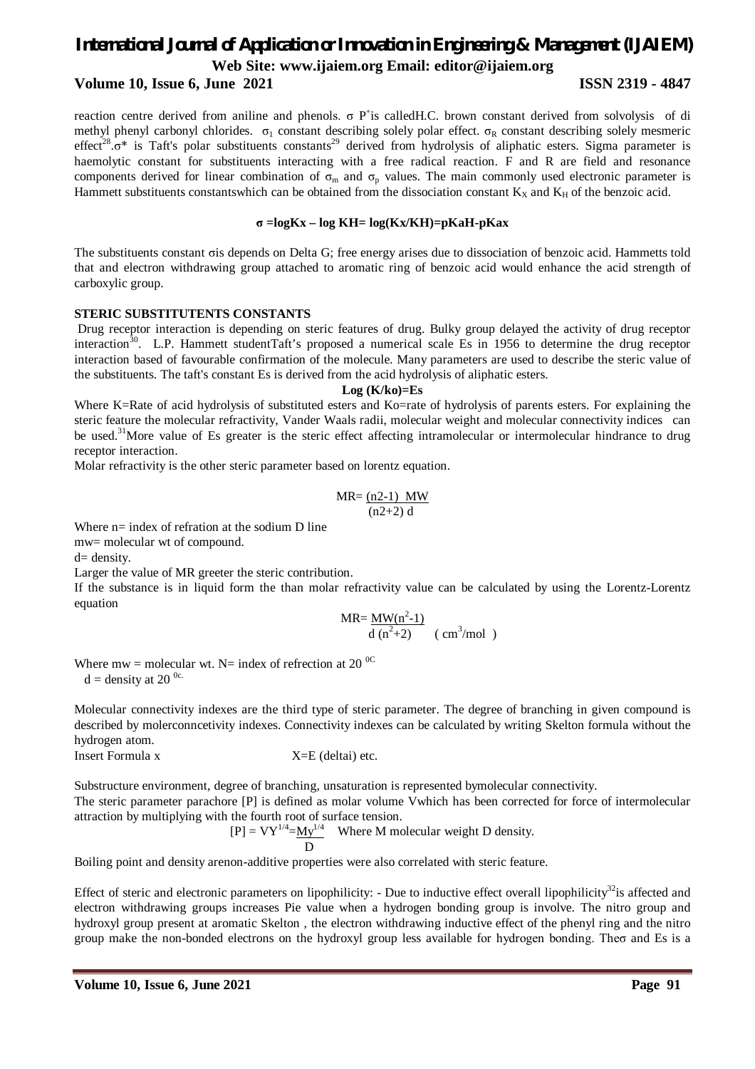reaction centre derived from aniline and phenols. $\sigma$ $P^+$is calledH.C. brown constant derived from solvolysis of di methyl phenyl carbonyl chlorides. $\sigma_1$ constant describing solely polar effect. $\sigma_R$ constant describing solely mesmeric effect[28].$\sigma^*$ is Taft's polar substituents constants[29] derived from hydrolysis of aliphatic esters. Sigma parameter is haemolytic constant for substituents interacting with a free radical reaction. F and R are field and resonance components derived for linear combination of $\sigma_m$ and $\sigma_p$ values. The main commonly used electronic parameter is Hammett substituents constantswhich can be obtained from the dissociation constant $K_X$ and $K_H$ of the benzoic acid.

$$\sigma = \log Kx - \log KH = \log(Kx/KH) = pKaH - pKax$$

The substituents constant $\sigma$is depends on Delta G; free energy arises due to dissociation of benzoic acid. Hammetts told that and electron withdrawing group attached to aromatic ring of benzoic acid would enhance the acid strength of carboxylic group.

**STERIC SUBSTITUTENTS CONSTANTS**

Drug receptor interaction is depending on steric features of drug. Bulky group delayed the activity of drug receptor interaction[30]. L.P. Hammett studentTaft's proposed a numerical scale Es in 1956 to determine the drug receptor interaction based of favourable confirmation of the molecule. Many parameters are used to describe the steric value of the substituents. The taft's constant Es is derived from the acid hydrolysis of aliphatic esters.

$$\log (K/ko) = Es$$

Where K=Rate of acid hydrolysis of substituted esters and Ko=rate of hydrolysis of parents esters. For explaining the steric feature the molecular refractivity, Vander Waals radii, molecular weight and molecular connectivity indices can be used.[31]More value of Es greater is the steric effect affecting intramolecular or intermolecular hindrance to drug receptor interaction.

Molar refractivity is the other steric parameter based on lorentz equation.

$$MR = \frac{(n2-1)\ MW}{(n2+2)\ d}$$

Where n= index of refration at the sodium D line

mw= molecular wt of compound.

d= density.

Larger the value of MR greeter the steric contribution.

If the substance is in liquid form the than molar refractivity value can be calculated by using the Lorentz-Lorentz equation

$$MR = \frac{MW(n^2-1)}{d\ (n^2+2)} \quad (\text{cm}^3/\text{mol})$$

Where mw = molecular wt. N= index of refrection at 20 $^{0C}$

d = density at 20 $^{0c.}$

Molecular connectivity indexes are the third type of steric parameter. The degree of branching in given compound is described by molerconncetivity indexes. Connectivity indexes can be calculated by writing Skelton formula without the hydrogen atom.

Insert Formula x X=E (deltai) etc.

Substructure environment, degree of branching, unsaturation is represented bymolecular connectivity.

The steric parameter parachore [P] is defined as molar volume Vwhich has been corrected for force of intermolecular attraction by multiplying with the fourth root of surface tension.

$$[P] = VY^{1/4} = \frac{My^{1/4}}{D} \quad \text{Where M molecular weight D density.}$$

Boiling point and density arenon-additive properties were also correlated with steric feature.

Effect of steric and electronic parameters on lipophilicity: - Due to inductive effect overall lipophilicity[32]is affected and electron withdrawing groups increases Pie value when a hydrogen bonding group is involve. The nitro group and hydroxyl group present at aromatic Skelton , the electron withdrawing inductive effect of the phenyl ring and the nitro group make the non-bonded electrons on the hydroxyl group less available for hydrogen bonding. The$\sigma$ and Es is a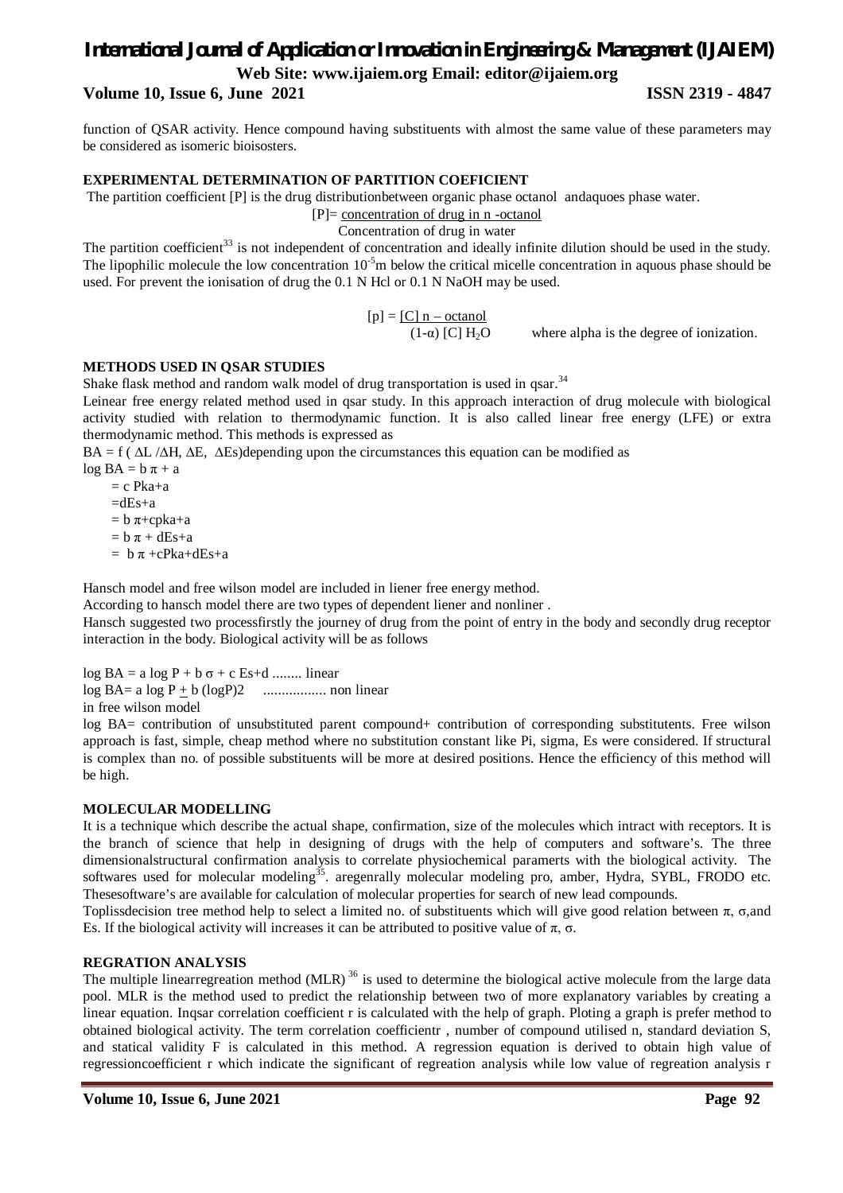function of QSAR activity. Hence compound having substituents with almost the same value of these parameters may be considered as isomeric bioisosters.

## EXPERIMENTAL DETERMINATION OF PARTITION COEFICIENT

The partition coefficient [P] is the drug distributionbetween organic phase octanol andaquoes phase water.

$$[P] = \frac{\text{concentration of drug in n -octanol}}{\text{Concentration of drug in water}}$$

The partition coefficient[33] is not independent of concentration and ideally infinite dilution should be used in the study. The lipophilic molecule the low concentration $10^{-5}$m below the critical micelle concentration in aquous phase should be used. For prevent the ionisation of drug the 0.1 N Hcl or 0.1 N NaOH may be used.

$$[p] = \frac{[C]\ n - \text{octanol}}{(1-\alpha)\ [C]\ H_2O}$$

where alpha is the degree of ionization.

## METHODS USED IN QSAR STUDIES

Shake flask method and random walk model of drug transportation is used in qsar.[34]

Leinear free energy related method used in qsar study. In this approach interaction of drug molecule with biological activity studied with relation to thermodynamic function. It is also called linear free energy (LFE) or extra thermodynamic method. This methods is expressed as

$BA = f\ (\Delta L\ /\Delta H,\ \Delta E,\ \Delta Es)$depending upon the circumstances this equation can be modified as

$\log BA = b\ \pi + a$

$= c\ Pka+a$

$=dEs+a$

$= b\ \pi+cpka+a$

$= b\ \pi + dEs+a$

$= b\ \pi +cPka+dEs+a$

Hansch model and free wilson model are included in liener free energy method.

According to hansch model there are two types of dependent liener and nonliner .

Hansch suggested two processfirstly the journey of drug from the point of entry in the body and secondly drug receptor interaction in the body. Biological activity will be as follows

$\log BA = a \log P + b\ \sigma + c\ Es+d$ ........ linear

$\log BA= a \log P \pm b\ (\log P)2$ ................ non linear

in free wilson model

log BA= contribution of unsubstituted parent compound+ contribution of corresponding substitutents. Free wilson approach is fast, simple, cheap method where no substitution constant like Pi, sigma, Es were considered. If structural is complex than no. of possible substituents will be more at desired positions. Hence the efficiency of this method will be high.

## MOLECULAR MODELLING

It is a technique which describe the actual shape, confirmation, size of the molecules which intract with receptors. It is the branch of science that help in designing of drugs with the help of computers and software's. The three dimensionalstructural confirmation analysis to correlate physiochemical paramerts with the biological activity. The softwares used for molecular modeling[35]. aregenrally molecular modeling pro, amber, Hydra, SYBL, FRODO etc. Thesesoftware's are available for calculation of molecular properties for search of new lead compounds.

Toplissdecision tree method help to select a limited no. of substituents which will give good relation between $\pi$, $\sigma$,and Es. If the biological activity will increases it can be attributed to positive value of $\pi$, $\sigma$.

## REGRATION ANALYSIS

The multiple linearregreation method (MLR)[36] is used to determine the biological active molecule from the large data pool. MLR is the method used to predict the relationship between two of more explanatory variables by creating a linear equation. Inqsar correlation coefficient r is calculated with the help of graph. Ploting a graph is prefer method to obtained biological activity. The term correlation coefficientr , number of compound utilised n, standard deviation S, and statical validity F is calculated in this method. A regression equation is derived to obtain high value of regressioncoefficient r which indicate the significant of regreation analysis while low value of regreation analysis r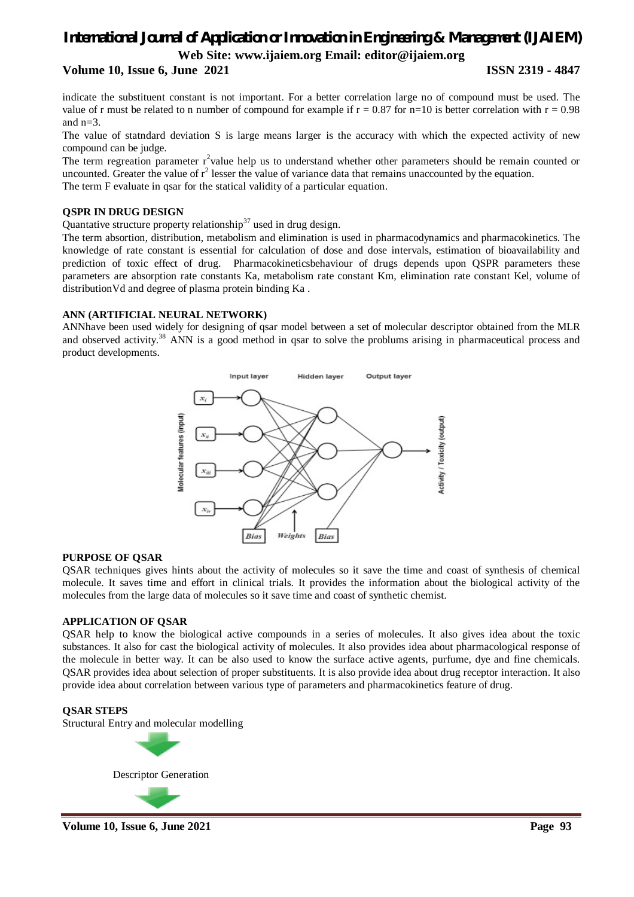indicate the substituent constant is not important. For a better correlation large no of compound must be used. The value of r must be related to n number of compound for example if r = 0.87 for n=10 is better correlation with r = 0.98 and n=3.

The value of statndard deviation S is large means larger is the accuracy with which the expected activity of new compound can be judge.

The term regreation parameter $r^2$value help us to understand whether other parameters should be remain counted or uncounted. Greater the value of $r^2$ lesser the value of variance data that remains unaccounted by the equation.

The term F evaluate in qsar for the statical validity of a particular equation.

**QSPR IN DRUG DESIGN**

Quantative structure property relationship[37] used in drug design.

The term absortion, distribution, metabolism and elimination is used in pharmacodynamics and pharmacokinetics. The knowledge of rate constant is essential for calculation of dose and dose intervals, estimation of bioavailability and prediction of toxic effect of drug. Pharmacokineticsbehaviour of drugs depends upon QSPR parameters these parameters are absorption rate constants Ka, metabolism rate constant Km, elimination rate constant Kel, volume of distributionVd and degree of plasma protein binding Ka .

**ANN (ARTIFICIAL NEURAL NETWORK)**

ANNhave been used widely for designing of qsar model between a set of molecular descriptor obtained from the MLR and observed activity.[38] ANN is a good method in qsar to solve the problums arising in pharmaceutical process and product developments.

**PURPOSE OF QSAR**

QSAR techniques gives hints about the activity of molecules so it save the time and coast of synthesis of chemical molecule. It saves time and effort in clinical trials. It provides the information about the biological activity of the molecules from the large data of molecules so it save time and coast of synthetic chemist.

**APPLICATION OF QSAR**

QSAR help to know the biological active compounds in a series of molecules. It also gives idea about the toxic substances. It also for cast the biological activity of molecules. It also provides idea about pharmacological response of the molecule in better way. It can be also used to know the surface active agents, purfume, dye and fine chemicals. QSAR provides idea about selection of proper substituents. It is also provide idea about drug receptor interaction. It also provide idea about correlation between various type of parameters and pharmacokinetics feature of drug.

**QSAR STEPS**

Structural Entry and molecular modelling

Descriptor Generation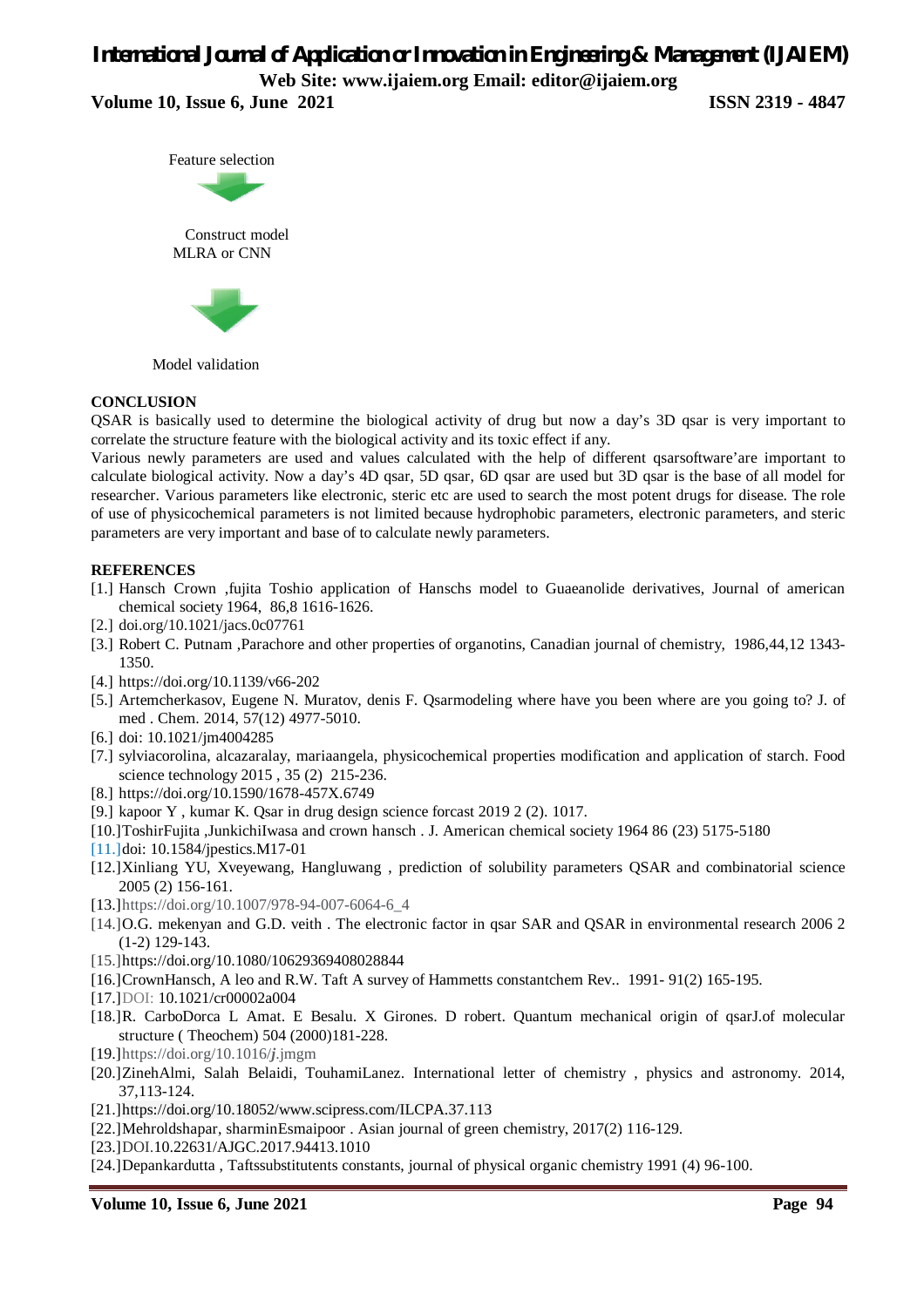Feature selection

Construct model
MLRA or CNN

Model validation

**CONCLUSION**

QSAR is basically used to determine the biological activity of drug but now a day's 3D qsar is very important to correlate the structure feature with the biological activity and its toxic effect if any.

Various newly parameters are used and values calculated with the help of different qsarsoftware'are important to calculate biological activity. Now a day's 4D qsar, 5D qsar, 6D qsar are used but 3D qsar is the base of all model for researcher. Various parameters like electronic, steric etc are used to search the most potent drugs for disease. The role of use of physicochemical parameters is not limited because hydrophobic parameters, electronic parameters, and steric parameters are very important and base of to calculate newly parameters.

**REFERENCES**

[1.] Hansch Crown ,fujita Toshio application of Hanschs model to Guaeanolide derivatives, Journal of american chemical society 1964, 86,8 1616-1626.

[2.] doi.org/10.1021/jacs.0c07761

[3.] Robert C. Putnam ,Parachore and other properties of organotins, Canadian journal of chemistry, 1986,44,12 1343-1350.

[4.] https://doi.org/10.1139/v66-202

[5.] Artemcherkasov, Eugene N. Muratov, denis F. Qsarmodeling where have you been where are you going to? J. of med . Chem. 2014, 57(12) 4977-5010.

[6.] doi: 10.1021/jm4004285

[7.] sylviacorolina, alcazaralay, mariaangela, physicochemical properties modification and application of starch. Food science technology 2015 , 35 (2) 215-236.

[8.] https://doi.org/10.1590/1678-457X.6749

[9.] kapoor Y , kumar K. Qsar in drug design science forcast 2019 2 (2). 1017.

[10.]ToshirFujita ,JunkichiIwasa and crown hansch . J. American chemical society 1964 86 (23) 5175-5180

[11.]doi: 10.1584/jpestics.M17-01

[12.]Xinliang YU, Xveyewang, Hangluwang , prediction of solubility parameters QSAR and combinatorial science 2005 (2) 156-161.

[13.]https://doi.org/10.1007/978-94-007-6064-6_4

[14.]O.G. mekenyan and G.D. veith . The electronic factor in qsar SAR and QSAR in environmental research 2006 2 (1-2) 129-143.

[15.]https://doi.org/10.1080/10629369408028844

[16.]CrownHansch, A leo and R.W. Taft A survey of Hammetts constantchem Rev.. 1991- 91(2) 165-195.

[17.]DOI: 10.1021/cr00002a004

[18.]R. CarboDorca L Amat. E Besalu. X Girones. D robert. Quantum mechanical origin of qsarJ.of molecular structure ( Theochem) 504 (2000)181-228.

[19.]https://doi.org/10.1016/j.jmgm

[20.]ZinehAlmi, Salah Belaidi, TouhamiLanez. International letter of chemistry , physics and astronomy. 2014, 37,113-124.

[21.]https://doi.org/10.18052/www.scipress.com/ILCPA.37.113

[22.]Mehroldshapar, sharminEsmaipoor . Asian journal of green chemistry, 2017(2) 116-129.

[23.]DOI.10.22631/AJGC.2017.94413.1010

[24.]Depankardutta , Taftssubstitutents constants, journal of physical organic chemistry 1991 (4) 96-100.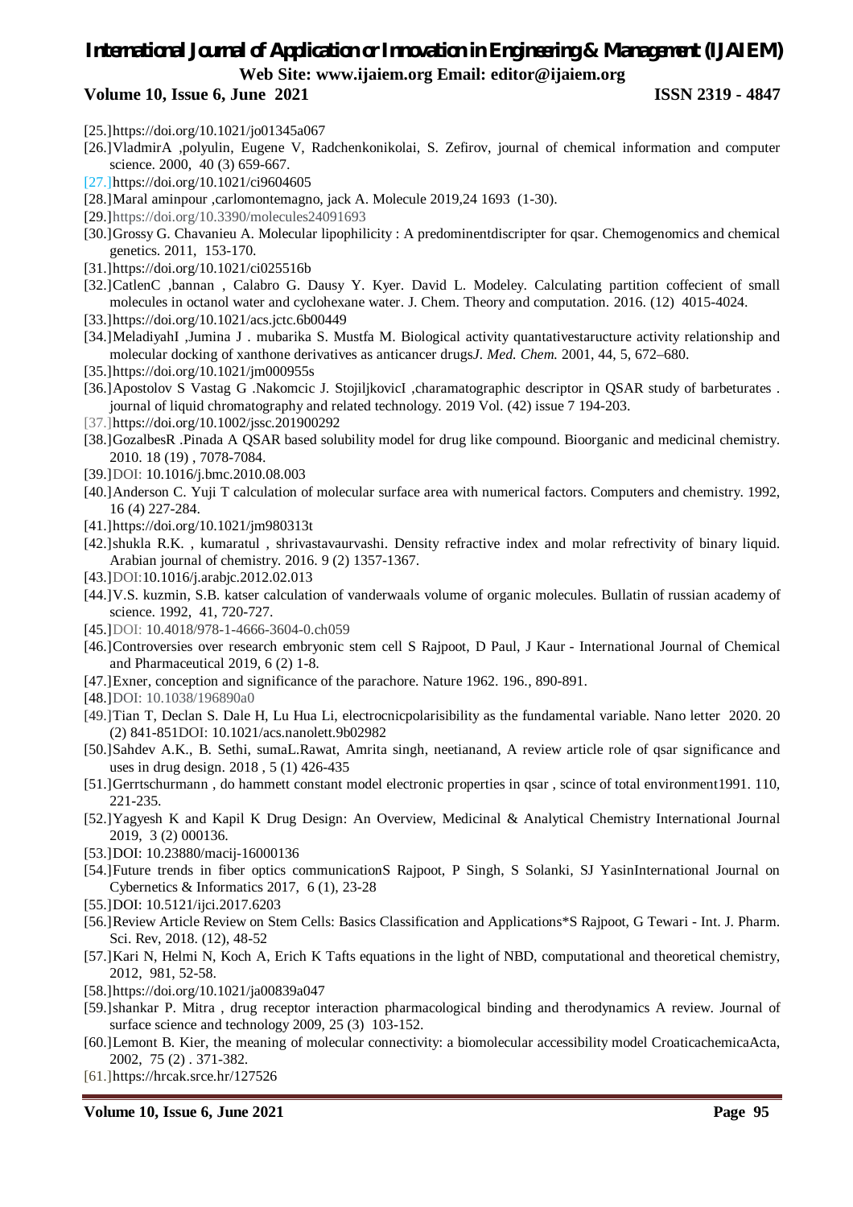[25.]https://doi.org/10.1021/jo01345a067

[26.]VladmirA ,polyulin, Eugene V, Radchenkonikolai, S. Zefirov, journal of chemical information and computer science. 2000, 40 (3) 659-667.

[27.]https://doi.org/10.1021/ci9604605

[28.]Maral aminpour ,carlomontemagno, jack A. Molecule 2019,24 1693 (1-30).

[29.]https://doi.org/10.3390/molecules24091693

[30.]Grossy G. Chavanieu A. Molecular lipophilicity : A predominentdiscripter for qsar. Chemogenomics and chemical genetics. 2011, 153-170.

[31.]https://doi.org/10.1021/ci025516b

[32.]CatlenC ,bannan , Calabro G. Dausy Y. Kyer. David L. Modeley. Calculating partition coffecient of small molecules in octanol water and cyclohexane water. J. Chem. Theory and computation. 2016. (12) 4015-4024.

[33.]https://doi.org/10.1021/acs.jctc.6b00449

[34.]MeladiyahI ,Jumina J . mubarika S. Mustfa M. Biological activity quantativestaructure activity relationship and molecular docking of xanthone derivatives as anticancer drugs*J. Med. Chem.* 2001, 44, 5, 672–680.

[35.]https://doi.org/10.1021/jm000955s

[36.]Apostolov S Vastag G .Nakomcic J. StojiljkovicI ,charamatographic descriptor in QSAR study of barbeturates . journal of liquid chromatography and related technology. 2019 Vol. (42) issue 7 194-203.

[37.]https://doi.org/10.1002/jssc.201900292

[38.]GozalbesR .Pinada A QSAR based solubility model for drug like compound. Bioorganic and medicinal chemistry. 2010. 18 (19) , 7078-7084.

[39.]DOI: 10.1016/j.bmc.2010.08.003

[40.]Anderson C. Yuji T calculation of molecular surface area with numerical factors. Computers and chemistry. 1992, 16 (4) 227-284.

[41.]https://doi.org/10.1021/jm980313t

[42.]shukla R.K. , kumaratul , shrivastavaurvashi. Density refractive index and molar refrectivity of binary liquid. Arabian journal of chemistry. 2016. 9 (2) 1357-1367.

[43.]DOI:10.1016/j.arabjc.2012.02.013

[44.]V.S. kuzmin, S.B. katser calculation of vanderwaals volume of organic molecules. Bullatin of russian academy of science. 1992, 41, 720-727.

[45.]DOI: 10.4018/978-1-4666-3604-0.ch059

[46.]Controversies over research embryonic stem cell S Rajpoot, D Paul, J Kaur - International Journal of Chemical and Pharmaceutical 2019, 6 (2) 1-8.

[47.]Exner, conception and significance of the parachore. Nature 1962. 196., 890-891.

[48.]DOI: 10.1038/196890a0

[49.]Tian T, Declan S. Dale H, Lu Hua Li, electrocnicpolarisibility as the fundamental variable. Nano letter 2020. 20 (2) 841-851DOI: 10.1021/acs.nanolett.9b02982

[50.]Sahdev A.K., B. Sethi, sumaL.Rawat, Amrita singh, neetianand, A review article role of qsar significance and uses in drug design. 2018 , 5 (1) 426-435

[51.]Gerrtschurmann , do hammett constant model electronic properties in qsar , scince of total environment1991. 110, 221-235.

[52.]Yagyesh K and Kapil K Drug Design: An Overview, Medicinal & Analytical Chemistry International Journal 2019, 3 (2) 000136.

[53.]DOI: 10.23880/macij-16000136

[54.]Future trends in fiber optics communicationS Rajpoot, P Singh, S Solanki, SJ YasinInternational Journal on Cybernetics & Informatics 2017, 6 (1), 23-28

[55.]DOI: 10.5121/ijci.2017.6203

[56.]Review Article Review on Stem Cells: Basics Classification and Applications*S Rajpoot, G Tewari - Int. J. Pharm. Sci. Rev, 2018. (12), 48-52

[57.]Kari N, Helmi N, Koch A, Erich K Tafts equations in the light of NBD, computational and theoretical chemistry, 2012, 981, 52-58.

[58.]https://doi.org/10.1021/ja00839a047

[59.]shankar P. Mitra , drug receptor interaction pharmacological binding and therodynamics A review. Journal of surface science and technology 2009, 25 (3) 103-152.

[60.]Lemont B. Kier, the meaning of molecular connectivity: a biomolecular accessibility model CroaticachemicaActa, 2002, 75 (2) . 371-382.

[61.]https://hrcak.srce.hr/127526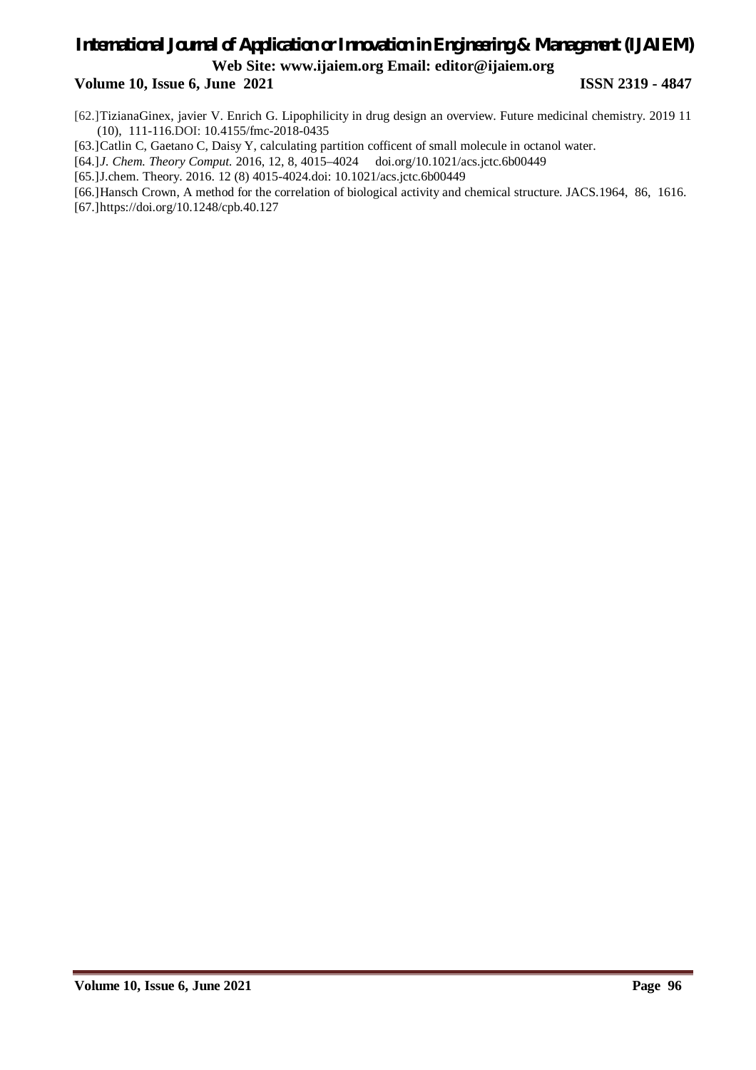[62.] TizianaGinex, javier V. Enrich G. Lipophilicity in drug design an overview. Future medicinal chemistry. 2019 11 (10), 111-116.DOI: 10.4155/fmc-2018-0435

[63.] Catlin C, Gaetano C, Daisy Y, calculating partition cofficent of small molecule in octanol water.

[64.] *J. Chem. Theory Comput.* 2016, 12, 8, 4015–4024 doi.org/10.1021/acs.jctc.6b00449

[65.] J.chem. Theory. 2016. 12 (8) 4015-4024.doi: 10.1021/acs.jctc.6b00449

[66.] Hansch Crown, A method for the correlation of biological activity and chemical structure. JACS.1964, 86, 1616.

[67.] https://doi.org/10.1248/cpb.40.127